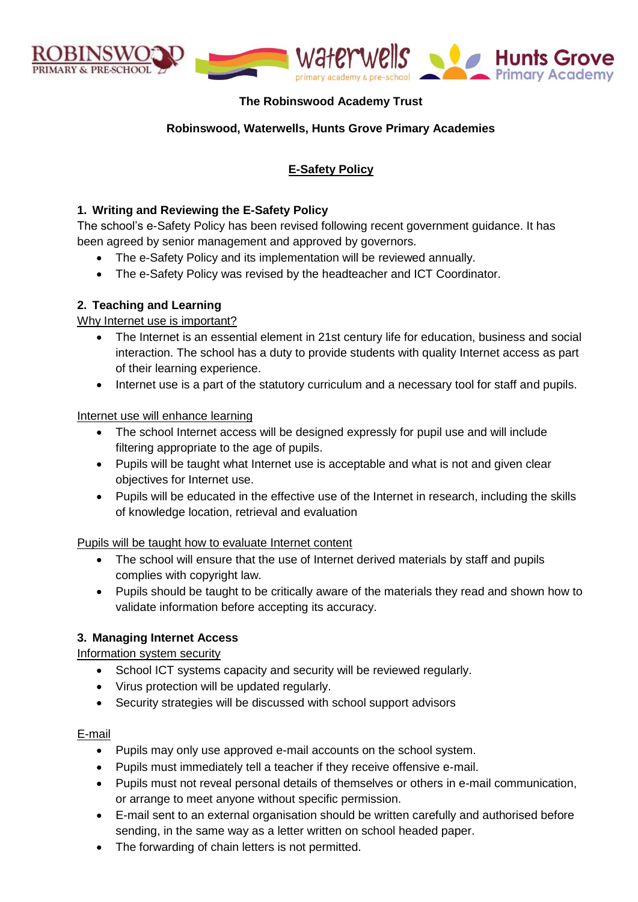**The Robinswood Academy Trust**

**Robinswood, Waterwells, Hunts Grove Primary Academies**

# E-Safety Policy

## 1. Writing and Reviewing the E-Safety Policy

The school's e-Safety Policy has been revised following recent government guidance. It has been agreed by senior management and approved by governors.

- The e-Safety Policy and its implementation will be reviewed annually.
- The e-Safety Policy was revised by the headteacher and ICT Coordinator.

## 2. Teaching and Learning

Why Internet use is important?

- The Internet is an essential element in 21st century life for education, business and social interaction. The school has a duty to provide students with quality Internet access as part of their learning experience.
- Internet use is a part of the statutory curriculum and a necessary tool for staff and pupils.

Internet use will enhance learning

- The school Internet access will be designed expressly for pupil use and will include filtering appropriate to the age of pupils.
- Pupils will be taught what Internet use is acceptable and what is not and given clear objectives for Internet use.
- Pupils will be educated in the effective use of the Internet in research, including the skills of knowledge location, retrieval and evaluation

Pupils will be taught how to evaluate Internet content

- The school will ensure that the use of Internet derived materials by staff and pupils complies with copyright law.
- Pupils should be taught to be critically aware of the materials they read and shown how to validate information before accepting its accuracy.

## 3. Managing Internet Access

Information system security

- School ICT systems capacity and security will be reviewed regularly.
- Virus protection will be updated regularly.
- Security strategies will be discussed with school support advisors

E-mail

- Pupils may only use approved e-mail accounts on the school system.
- Pupils must immediately tell a teacher if they receive offensive e-mail.
- Pupils must not reveal personal details of themselves or others in e-mail communication, or arrange to meet anyone without specific permission.
- E-mail sent to an external organisation should be written carefully and authorised before sending, in the same way as a letter written on school headed paper.
- The forwarding of chain letters is not permitted.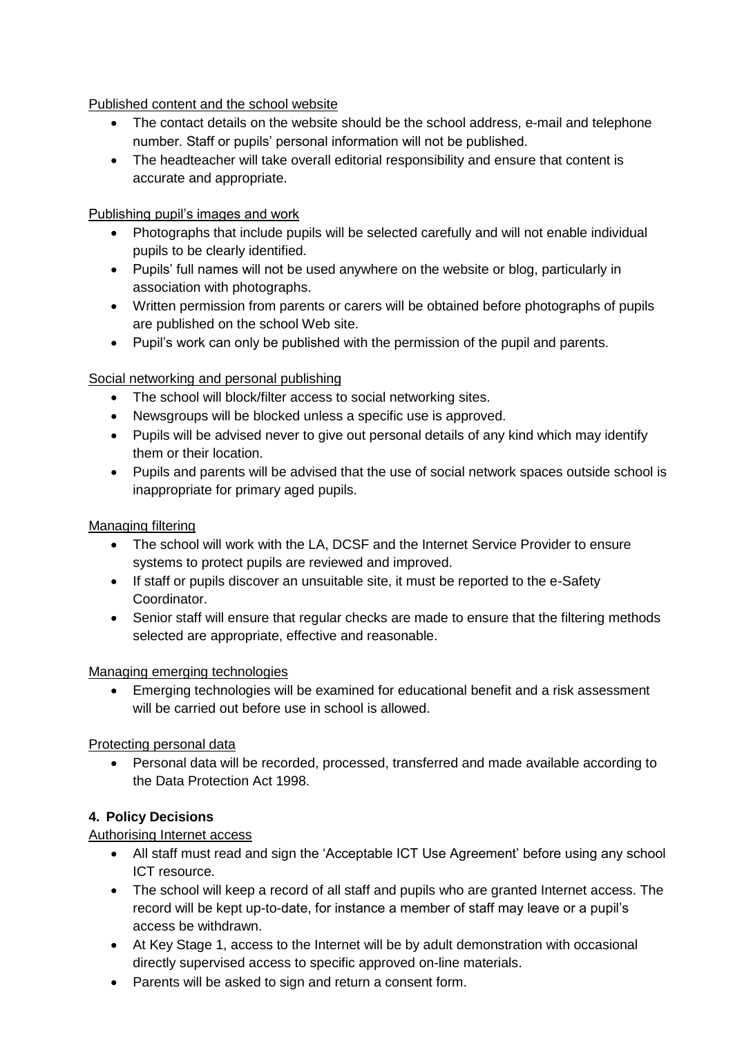Published content and the school website

- The contact details on the website should be the school address, e-mail and telephone number. Staff or pupils' personal information will not be published.
- The headteacher will take overall editorial responsibility and ensure that content is accurate and appropriate.

Publishing pupil's images and work

- Photographs that include pupils will be selected carefully and will not enable individual pupils to be clearly identified.
- Pupils' full names will not be used anywhere on the website or blog, particularly in association with photographs.
- Written permission from parents or carers will be obtained before photographs of pupils are published on the school Web site.
- Pupil's work can only be published with the permission of the pupil and parents.

Social networking and personal publishing

- The school will block/filter access to social networking sites.
- Newsgroups will be blocked unless a specific use is approved.
- Pupils will be advised never to give out personal details of any kind which may identify them or their location.
- Pupils and parents will be advised that the use of social network spaces outside school is inappropriate for primary aged pupils.

Managing filtering

- The school will work with the LA, DCSF and the Internet Service Provider to ensure systems to protect pupils are reviewed and improved.
- If staff or pupils discover an unsuitable site, it must be reported to the e-Safety Coordinator.
- Senior staff will ensure that regular checks are made to ensure that the filtering methods selected are appropriate, effective and reasonable.

Managing emerging technologies

- Emerging technologies will be examined for educational benefit and a risk assessment will be carried out before use in school is allowed.

Protecting personal data

- Personal data will be recorded, processed, transferred and made available according to the Data Protection Act 1998.

## 4. Policy Decisions

Authorising Internet access

- All staff must read and sign the 'Acceptable ICT Use Agreement' before using any school ICT resource.
- The school will keep a record of all staff and pupils who are granted Internet access. The record will be kept up-to-date, for instance a member of staff may leave or a pupil's access be withdrawn.
- At Key Stage 1, access to the Internet will be by adult demonstration with occasional directly supervised access to specific approved on-line materials.
- Parents will be asked to sign and return a consent form.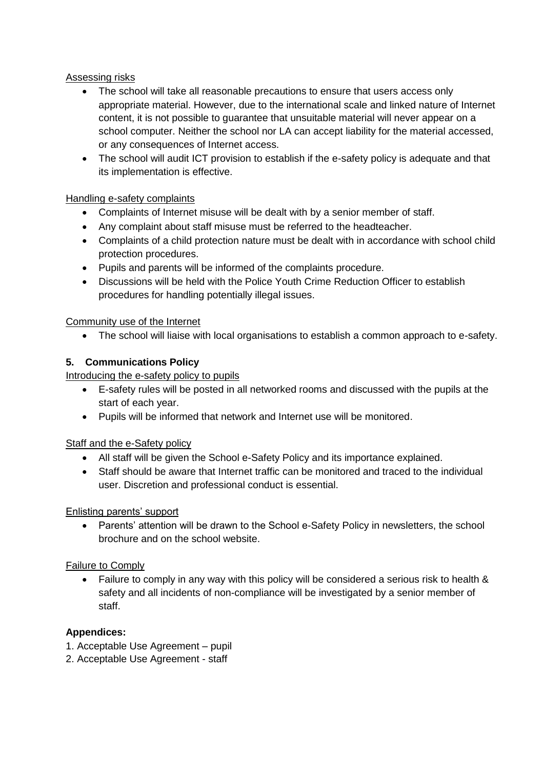Assessing risks

- The school will take all reasonable precautions to ensure that users access only appropriate material. However, due to the international scale and linked nature of Internet content, it is not possible to guarantee that unsuitable material will never appear on a school computer. Neither the school nor LA can accept liability for the material accessed, or any consequences of Internet access.
- The school will audit ICT provision to establish if the e-safety policy is adequate and that its implementation is effective.

Handling e-safety complaints

- Complaints of Internet misuse will be dealt with by a senior member of staff.
- Any complaint about staff misuse must be referred to the headteacher.
- Complaints of a child protection nature must be dealt with in accordance with school child protection procedures.
- Pupils and parents will be informed of the complaints procedure.
- Discussions will be held with the Police Youth Crime Reduction Officer to establish procedures for handling potentially illegal issues.

Community use of the Internet

- The school will liaise with local organisations to establish a common approach to e-safety.

## 5. Communications Policy

Introducing the e-safety policy to pupils

- E-safety rules will be posted in all networked rooms and discussed with the pupils at the start of each year.
- Pupils will be informed that network and Internet use will be monitored.

Staff and the e-Safety policy

- All staff will be given the School e-Safety Policy and its importance explained.
- Staff should be aware that Internet traffic can be monitored and traced to the individual user. Discretion and professional conduct is essential.

Enlisting parents' support

- Parents' attention will be drawn to the School e-Safety Policy in newsletters, the school brochure and on the school website.

Failure to Comply

- Failure to comply in any way with this policy will be considered a serious risk to health & safety and all incidents of non-compliance will be investigated by a senior member of staff.

**Appendices:**

1. Acceptable Use Agreement – pupil
2. Acceptable Use Agreement - staff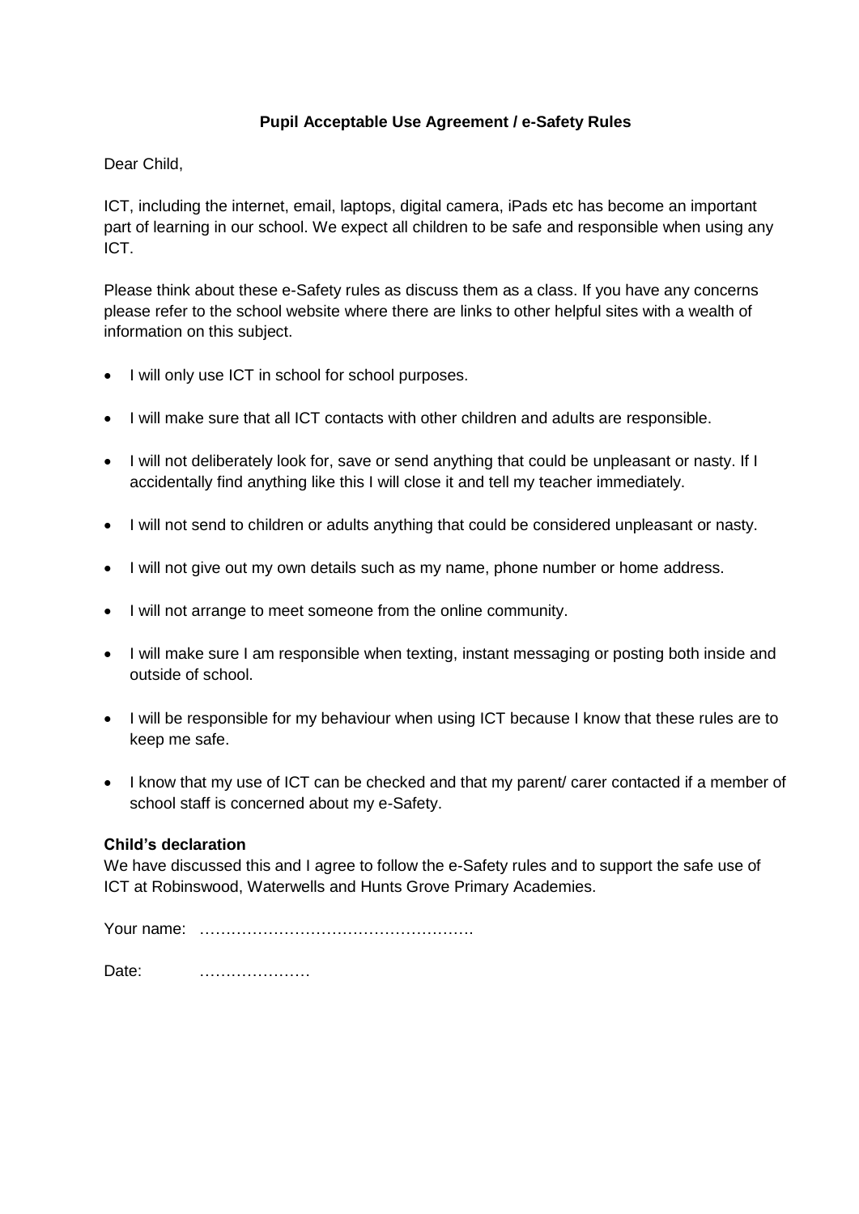**Pupil Acceptable Use Agreement / e-Safety Rules**

Dear Child,

ICT, including the internet, email, laptops, digital camera, iPads etc has become an important part of learning in our school. We expect all children to be safe and responsible when using any ICT.

Please think about these e-Safety rules as discuss them as a class. If you have any concerns please refer to the school website where there are links to other helpful sites with a wealth of information on this subject.

- I will only use ICT in school for school purposes.
- I will make sure that all ICT contacts with other children and adults are responsible.
- I will not deliberately look for, save or send anything that could be unpleasant or nasty. If I accidentally find anything like this I will close it and tell my teacher immediately.
- I will not send to children or adults anything that could be considered unpleasant or nasty.
- I will not give out my own details such as my name, phone number or home address.
- I will not arrange to meet someone from the online community.
- I will make sure I am responsible when texting, instant messaging or posting both inside and outside of school.
- I will be responsible for my behaviour when using ICT because I know that these rules are to keep me safe.
- I know that my use of ICT can be checked and that my parent/ carer contacted if a member of school staff is concerned about my e-Safety.

**Child's declaration**

We have discussed this and I agree to follow the e-Safety rules and to support the safe use of ICT at Robinswood, Waterwells and Hunts Grove Primary Academies.

Your name: …………………………………………….

Date: …………………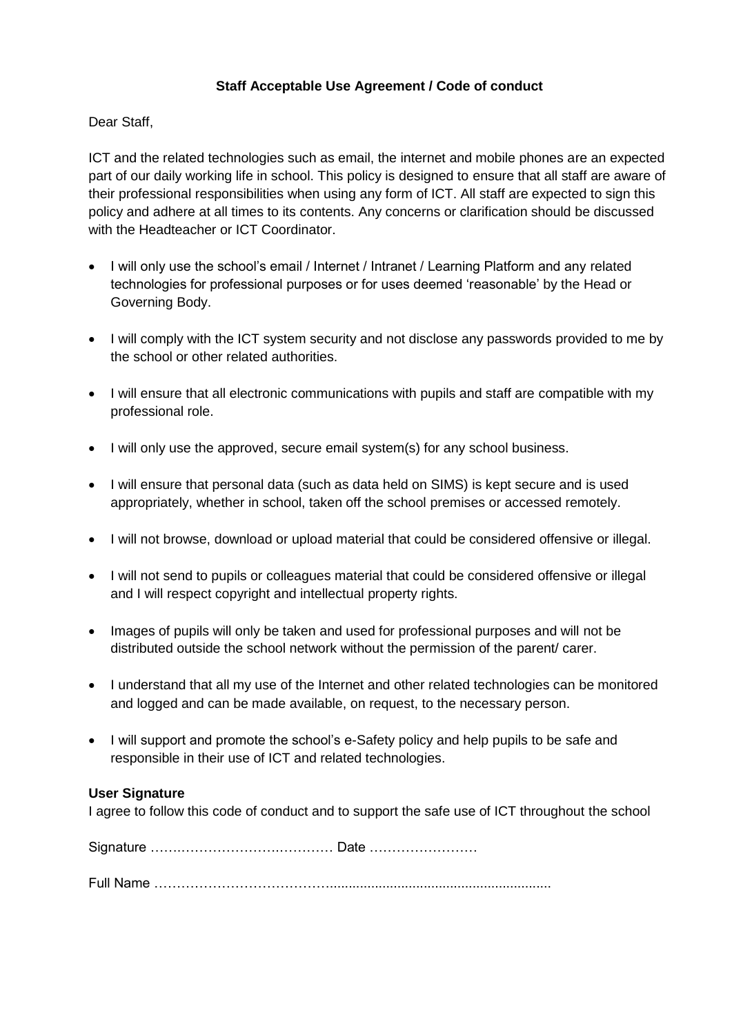**Staff Acceptable Use Agreement / Code of conduct**

Dear Staff,

ICT and the related technologies such as email, the internet and mobile phones are an expected part of our daily working life in school. This policy is designed to ensure that all staff are aware of their professional responsibilities when using any form of ICT. All staff are expected to sign this policy and adhere at all times to its contents. Any concerns or clarification should be discussed with the Headteacher or ICT Coordinator.

- I will only use the school's email / Internet / Intranet / Learning Platform and any related technologies for professional purposes or for uses deemed 'reasonable' by the Head or Governing Body.
- I will comply with the ICT system security and not disclose any passwords provided to me by the school or other related authorities.
- I will ensure that all electronic communications with pupils and staff are compatible with my professional role.
- I will only use the approved, secure email system(s) for any school business.
- I will ensure that personal data (such as data held on SIMS) is kept secure and is used appropriately, whether in school, taken off the school premises or accessed remotely.
- I will not browse, download or upload material that could be considered offensive or illegal.
- I will not send to pupils or colleagues material that could be considered offensive or illegal and I will respect copyright and intellectual property rights.
- Images of pupils will only be taken and used for professional purposes and will not be distributed outside the school network without the permission of the parent/ carer.
- I understand that all my use of the Internet and other related technologies can be monitored and logged and can be made available, on request, to the necessary person.
- I will support and promote the school's e-Safety policy and help pupils to be safe and responsible in their use of ICT and related technologies.

**User Signature**

I agree to follow this code of conduct and to support the safe use of ICT throughout the school

Signature …………………………………… Date ……………………

Full Name ……………………………………………………………………………………